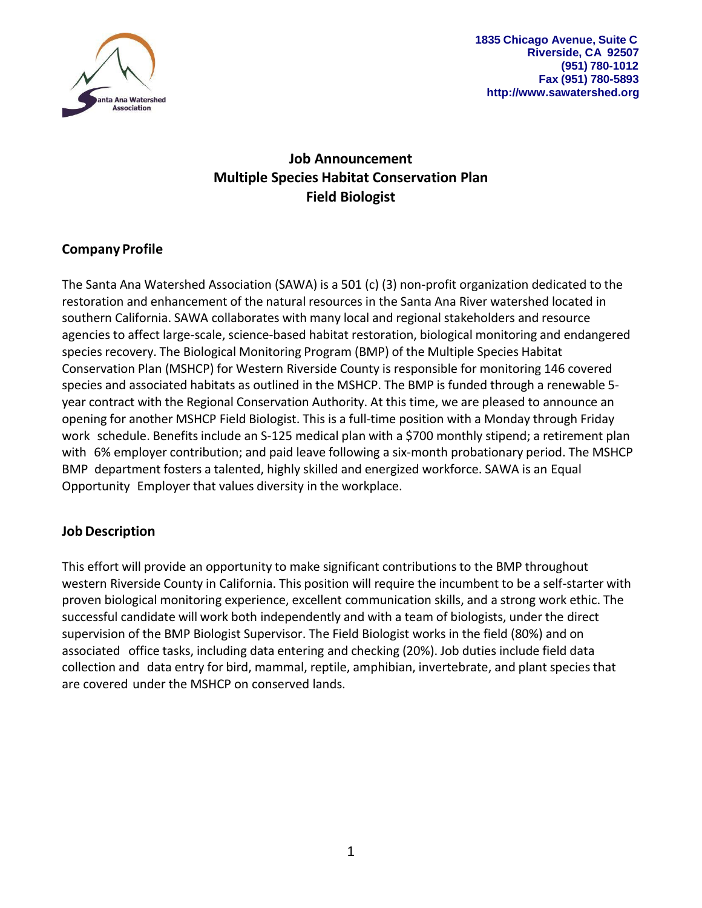Santa Ana Watershed Association

1835 Chicago Avenue, Suite C
Riverside, CA 92507
(951) 780-1012
Fax (951) 780-5893
http://www.sawatershed.org

# Job Announcement
# Multiple Species Habitat Conservation Plan
# Field Biologist

## Company Profile

The Santa Ana Watershed Association (SAWA) is a 501 (c) (3) non-profit organization dedicated to the restoration and enhancement of the natural resources in the Santa Ana River watershed located in southern California. SAWA collaborates with many local and regional stakeholders and resource agencies to affect large-scale, science-based habitat restoration, biological monitoring and endangered species recovery. The Biological Monitoring Program (BMP) of the Multiple Species Habitat Conservation Plan (MSHCP) for Western Riverside County is responsible for monitoring 146 covered species and associated habitats as outlined in the MSHCP. The BMP is funded through a renewable 5-year contract with the Regional Conservation Authority. At this time, we are pleased to announce an opening for another MSHCP Field Biologist. This is a full-time position with a Monday through Friday work schedule. Benefits include an S-125 medical plan with a $700 monthly stipend; a retirement plan with 6% employer contribution; and paid leave following a six-month probationary period. The MSHCP BMP department fosters a talented, highly skilled and energized workforce. SAWA is an Equal Opportunity Employer that values diversity in the workplace.

## Job Description

This effort will provide an opportunity to make significant contributions to the BMP throughout western Riverside County in California. This position will require the incumbent to be a self-starter with proven biological monitoring experience, excellent communication skills, and a strong work ethic. The successful candidate will work both independently and with a team of biologists, under the direct supervision of the BMP Biologist Supervisor. The Field Biologist works in the field (80%) and on associated office tasks, including data entering and checking (20%). Job duties include field data collection and data entry for bird, mammal, reptile, amphibian, invertebrate, and plant species that are covered under the MSHCP on conserved lands.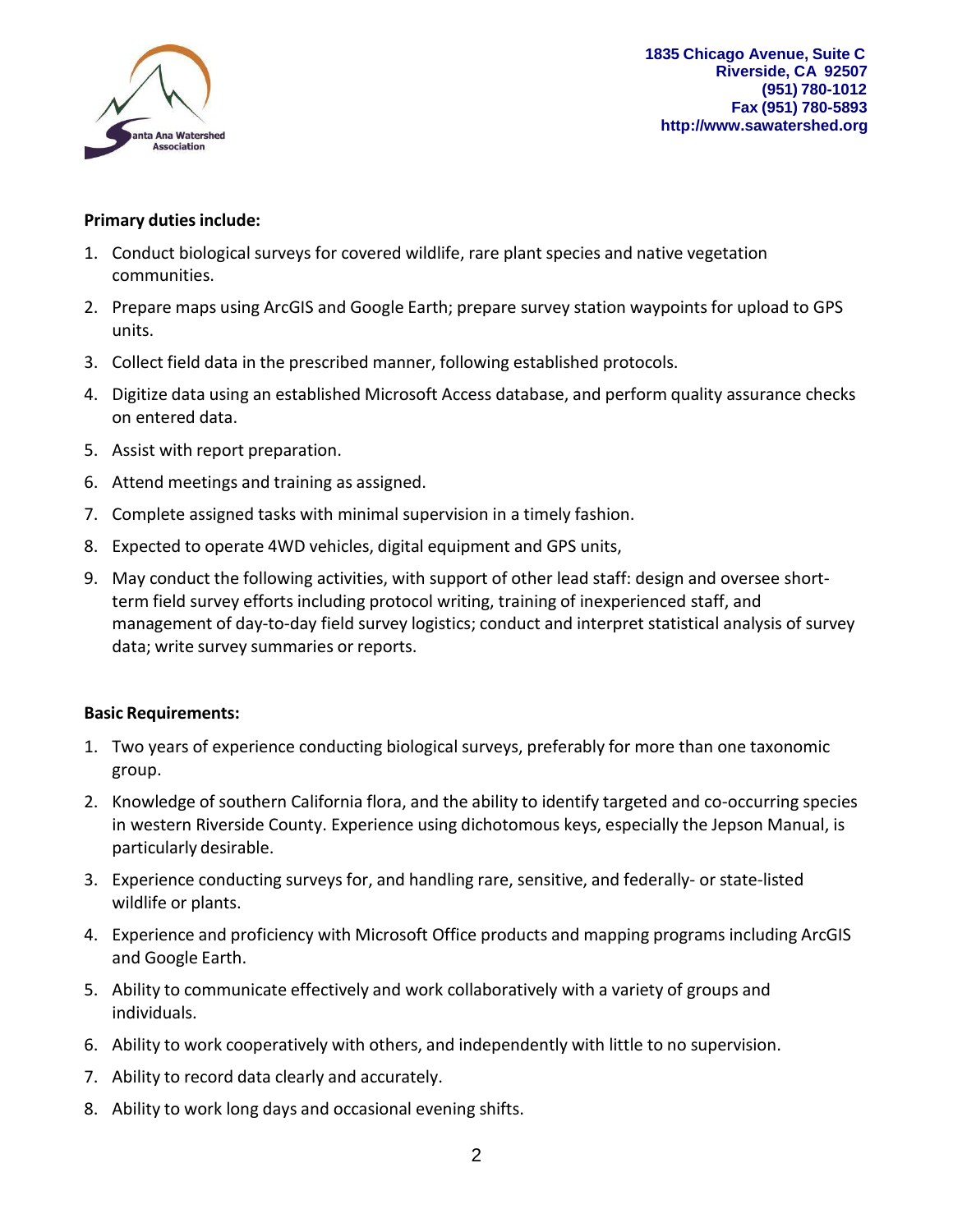**Primary duties include:**

1. Conduct biological surveys for covered wildlife, rare plant species and native vegetation communities.
2. Prepare maps using ArcGIS and Google Earth; prepare survey station waypoints for upload to GPS units.
3. Collect field data in the prescribed manner, following established protocols.
4. Digitize data using an established Microsoft Access database, and perform quality assurance checks on entered data.
5. Assist with report preparation.
6. Attend meetings and training as assigned.
7. Complete assigned tasks with minimal supervision in a timely fashion.
8. Expected to operate 4WD vehicles, digital equipment and GPS units,
9. May conduct the following activities, with support of other lead staff: design and oversee short-term field survey efforts including protocol writing, training of inexperienced staff, and management of day-to-day field survey logistics; conduct and interpret statistical analysis of survey data; write survey summaries or reports.

**Basic Requirements:**

1. Two years of experience conducting biological surveys, preferably for more than one taxonomic group.
2. Knowledge of southern California flora, and the ability to identify targeted and co-occurring species in western Riverside County. Experience using dichotomous keys, especially the Jepson Manual, is particularly desirable.
3. Experience conducting surveys for, and handling rare, sensitive, and federally- or state-listed wildlife or plants.
4. Experience and proficiency with Microsoft Office products and mapping programs including ArcGIS and Google Earth.
5. Ability to communicate effectively and work collaboratively with a variety of groups and individuals.
6. Ability to work cooperatively with others, and independently with little to no supervision.
7. Ability to record data clearly and accurately.
8. Ability to work long days and occasional evening shifts.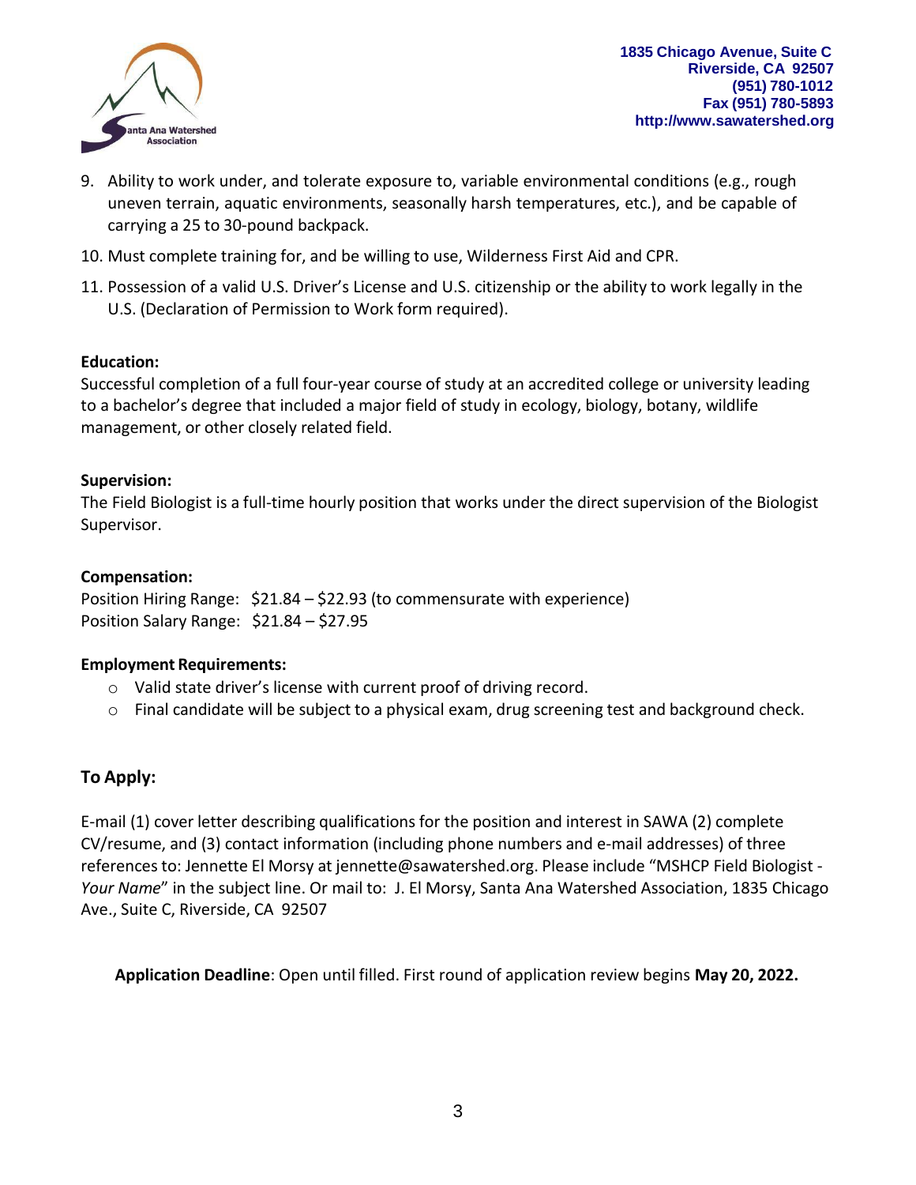1835 Chicago Avenue, Suite C
Riverside, CA 92507
(951) 780-1012
Fax (951) 780-5893
http://www.sawatershed.org

9. Ability to work under, and tolerate exposure to, variable environmental conditions (e.g., rough uneven terrain, aquatic environments, seasonally harsh temperatures, etc.), and be capable of carrying a 25 to 30-pound backpack.
10. Must complete training for, and be willing to use, Wilderness First Aid and CPR.
11. Possession of a valid U.S. Driver's License and U.S. citizenship or the ability to work legally in the U.S. (Declaration of Permission to Work form required).

**Education:**
Successful completion of a full four-year course of study at an accredited college or university leading to a bachelor's degree that included a major field of study in ecology, biology, botany, wildlife management, or other closely related field.

**Supervision:**
The Field Biologist is a full-time hourly position that works under the direct supervision of the Biologist Supervisor.

**Compensation:**
Position Hiring Range: $21.84 – $22.93 (to commensurate with experience)
Position Salary Range: $21.84 – $27.95

**Employment Requirements:**

- Valid state driver's license with current proof of driving record.
- Final candidate will be subject to a physical exam, drug screening test and background check.

## To Apply:

E-mail (1) cover letter describing qualifications for the position and interest in SAWA (2) complete CV/resume, and (3) contact information (including phone numbers and e-mail addresses) of three references to: Jennette El Morsy at jennette@sawatershed.org. Please include "MSHCP Field Biologist - *Your Name*" in the subject line. Or mail to: J. El Morsy, Santa Ana Watershed Association, 1835 Chicago Ave., Suite C, Riverside, CA 92507

**Application Deadline**: Open until filled. First round of application review begins **May 20, 2022.**